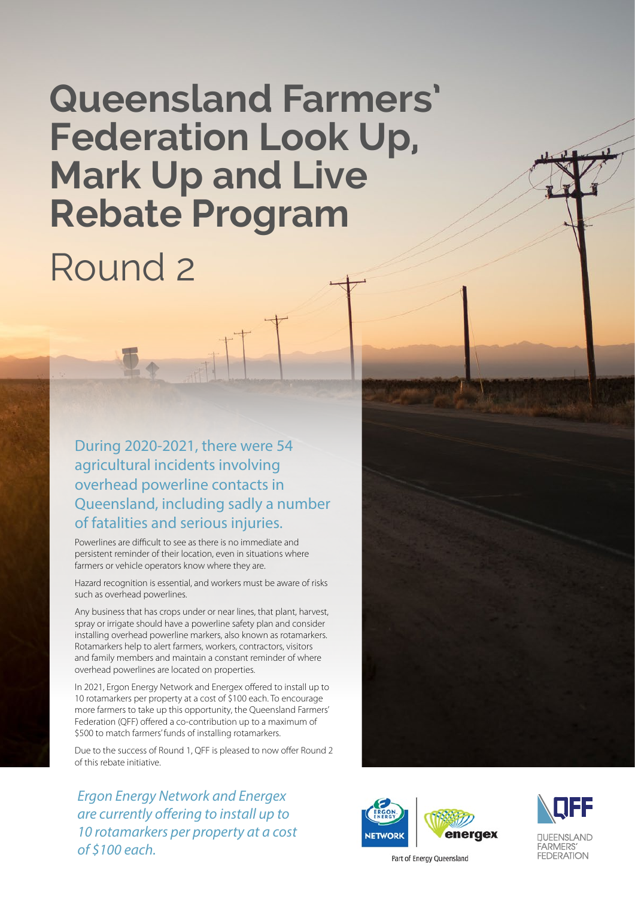# Queensland Farmers' Federation Look Up, Mark Up and Live Rebate Program

## Round 2

### During 2020-2021, there were 54 agricultural incidents involving overhead powerline contacts in Queensland, including sadly a number of fatalities and serious injuries.

Powerlines are difficult to see as there is no immediate and persistent reminder of their location, even in situations where farmers or vehicle operators know where they are.

Hazard recognition is essential, and workers must be aware of risks such as overhead powerlines.

Any business that has crops under or near lines, that plant, harvest, spray or irrigate should have a powerline safety plan and consider installing overhead powerline markers, also known as rotamarkers. Rotamarkers help to alert farmers, workers, contractors, visitors and family members and maintain a constant reminder of where overhead powerlines are located on properties.

In 2021, Ergon Energy Network and Energex offered to install up to 10 rotamarkers per property at a cost of $100 each. To encourage more farmers to take up this opportunity, the Queensland Farmers' Federation (QFF) offered a co-contribution up to a maximum of $500 to match farmers' funds of installing rotamarkers.

Due to the success of Round 1, QFF is pleased to now offer Round 2 of this rebate initiative.

*Ergon Energy Network and Energex are currently offering to install up to 10 rotamarkers per property at a cost of $100 each.*

Ergon Energy Network | energex — Part of Energy Queensland

QFF Queensland Farmers' Federation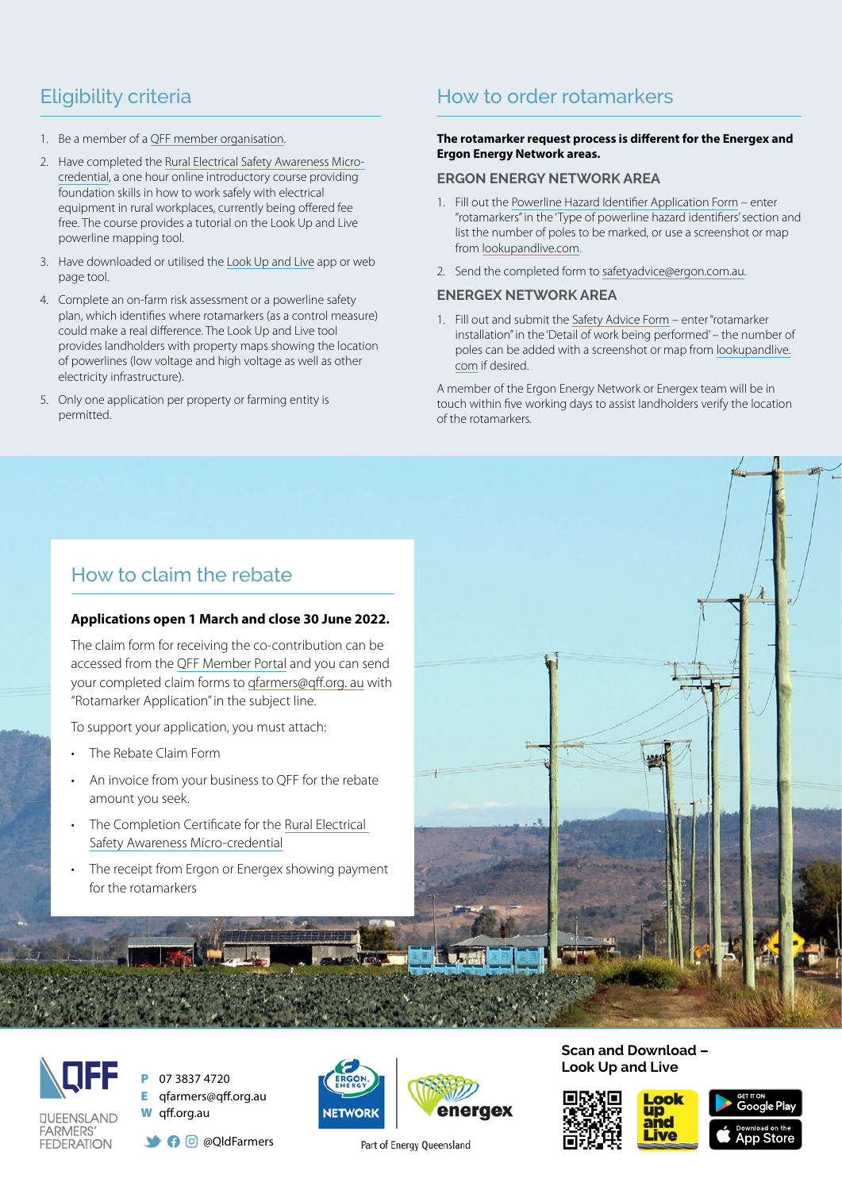## Eligibility criteria

1. Be a member of a QFF member organisation.
2. Have completed the Rural Electrical Safety Awareness Micro-credential, a one hour online introductory course providing foundation skills in how to work safely with electrical equipment in rural workplaces, currently being offered fee free. The course provides a tutorial on the Look Up and Live powerline mapping tool.
3. Have downloaded or utilised the Look Up and Live app or web page tool.
4. Complete an on-farm risk assessment or a powerline safety plan, which identifies where rotamarkers (as a control measure) could make a real difference. The Look Up and Live tool provides landholders with property maps showing the location of powerlines (low voltage and high voltage as well as other electricity infrastructure).
5. Only one application per property or farming entity is permitted.

## How to order rotamarkers

**The rotamarker request process is different for the Energex and Ergon Energy Network areas.**

### ERGON ENERGY NETWORK AREA

1. Fill out the Powerline Hazard Identifier Application Form – enter "rotamarkers" in the 'Type of powerline hazard identifiers' section and list the number of poles to be marked, or use a screenshot or map from lookupandlive.com.
2. Send the completed form to safetyadvice@ergon.com.au.

### ENERGEX NETWORK AREA

1. Fill out and submit the Safety Advice Form – enter "rotamarker installation" in the 'Detail of work being performed' – the number of poles can be added with a screenshot or map from lookupandlive.com if desired.

A member of the Ergon Energy Network or Energex team will be in touch within five working days to assist landholders verify the location of the rotamarkers.

## How to claim the rebate

**Applications open 1 March and close 30 June 2022.**

The claim form for receiving the co-contribution can be accessed from the QFF Member Portal and you can send your completed claim forms to qfarmers@qff.org.au with "Rotamarker Application" in the subject line.

To support your application, you must attach:

- The Rebate Claim Form
- An invoice from your business to QFF for the rebate amount you seek.
- The Completion Certificate for the Rural Electrical Safety Awareness Micro-credential
- The receipt from Ergon or Energex showing payment for the rotamarkers

QFF
QUEENSLAND FARMERS' FEDERATION

**P** 07 3837 4720
**E** qfarmers@qff.org.au
**W** qff.org.au

@QldFarmers

ERGON ENERGY NETWORK | energex

Part of Energy Queensland

**Scan and Download – Look Up and Live**

Look up and Live

GET IT ON Google Play

Download on the App Store